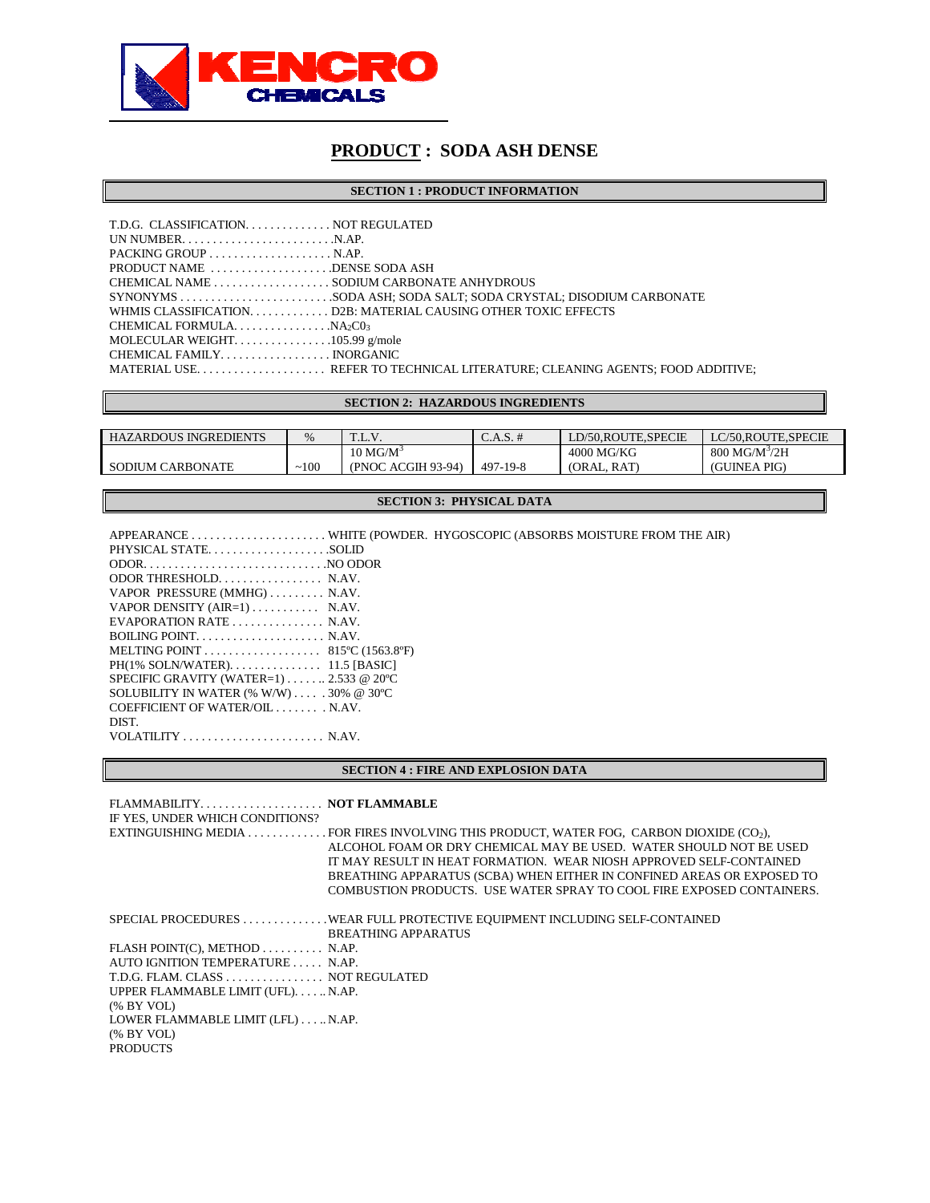KENCRO CHEMICALS

# PRODUCT : SODA ASH DENSE

## SECTION 1 : PRODUCT INFORMATION

T.D.G. CLASSIFICATION. . . . . . . . . . . . . . NOT REGULATED
UN NUMBER. . . . . . . . . . . . . . . . . . . . . . . . .N.AP.
PACKING GROUP . . . . . . . . . . . . . . . . . . . . N.AP.
PRODUCT NAME . . . . . . . . . . . . . . . . . . . .DENSE SODA ASH
CHEMICAL NAME . . . . . . . . . . . . . . . . . . . SODIUM CARBONATE ANHYDROUS
SYNONYMS . . . . . . . . . . . . . . . . . . . . . . . . .SODA ASH; SODA SALT; SODA CRYSTAL; DISODIUM CARBONATE
WHMIS CLASSIFICATION. . . . . . . . . . . . . D2B: MATERIAL CAUSING OTHER TOXIC EFFECTS
CHEMICAL FORMULA. . . . . . . . . . . . . . . . $NA_2C0_3$
MOLECULAR WEIGHT. . . . . . . . . . . . . . . .105.99 g/mole
CHEMICAL FAMILY. . . . . . . . . . . . . . . . . . INORGANIC
MATERIAL USE. . . . . . . . . . . . . . . . . . . . . REFER TO TECHNICAL LITERATURE; CLEANING AGENTS; FOOD ADDITIVE;

## SECTION 2: HAZARDOUS INGREDIENTS

| HAZARDOUS INGREDIENTS | % | T.L.V. | C.A.S. # | LD/50,ROUTE,SPECIE | LC/50,ROUTE,SPECIE |
|---|---|---|---|---|---|
| SODIUM CARBONATE | ~100 | 10 $MG/M^3$ (PNOC ACGIH 93-94) | 497-19-8 | 4000 MG/KG (ORAL, RAT) | 800 $MG/M^3$/2H (GUINEA PIG) |

## SECTION 3: PHYSICAL DATA

APPEARANCE . . . . . . . . . . . . . . . . . . . . . . WHITE (POWDER. HYGOSCOPIC (ABSORBS MOISTURE FROM THE AIR)
PHYSICAL STATE. . . . . . . . . . . . . . . . . . . .SOLID
ODOR. . . . . . . . . . . . . . . . . . . . . . . . . . . . .NO ODOR
ODOR THRESHOLD. . . . . . . . . . . . . . . . . N.AV.
VAPOR PRESSURE (MMHG) . . . . . . . . . N.AV.
VAPOR DENSITY (AIR=1) . . . . . . . . . . . N.AV.
EVAPORATION RATE . . . . . . . . . . . . . . . N.AV.
BOILING POINT. . . . . . . . . . . . . . . . . . . . N.AV.
MELTING POINT . . . . . . . . . . . . . . . . . . . 815ºC (1563.8ºF)
PH(1% SOLN/WATER). . . . . . . . . . . . . . . 11.5 [BASIC]
SPECIFIC GRAVITY (WATER=1) . . . . . .. 2.533 @ 20ºC
SOLUBILITY IN WATER (% W/W) . . . . . 30% @ 30ºC
COEFFICIENT OF WATER/OIL . . . . . . . . N.AV.
DIST.
VOLATILITY . . . . . . . . . . . . . . . . . . . . . . . N.AV.

## SECTION 4 : FIRE AND EXPLOSION DATA

FLAMMABILITY. . . . . . . . . . . . . . . . . . . . **NOT FLAMMABLE**
IF YES, UNDER WHICH CONDITIONS?
EXTINGUISHING MEDIA . . . . . . . . . . . . .FOR FIRES INVOLVING THIS PRODUCT, WATER FOG, CARBON DIOXIDE ($CO_2$), ALCOHOL FOAM OR DRY CHEMICAL MAY BE USED. WATER SHOULD NOT BE USED IT MAY RESULT IN HEAT FORMATION. WEAR NIOSH APPROVED SELF-CONTAINED BREATHING APPARATUS (SCBA) WHEN EITHER IN CONFINED AREAS OR EXPOSED TO COMBUSTION PRODUCTS. USE WATER SPRAY TO COOL FIRE EXPOSED CONTAINERS.

SPECIAL PROCEDURES . . . . . . . . . . . . . .WEAR FULL PROTECTIVE EQUIPMENT INCLUDING SELF-CONTAINED BREATHING APPARATUS
FLASH POINT(C), METHOD . . . . . . . . . . N.AP.
AUTO IGNITION TEMPERATURE . . . . . N.AP.
T.D.G. FLAM. CLASS . . . . . . . . . . . . . . . . NOT REGULATED
UPPER FLAMMABLE LIMIT (UFL). . . . .. N.AP.
(% BY VOL)
LOWER FLAMMABLE LIMIT (LFL) . . . .. N.AP.
(% BY VOL)
PRODUCTS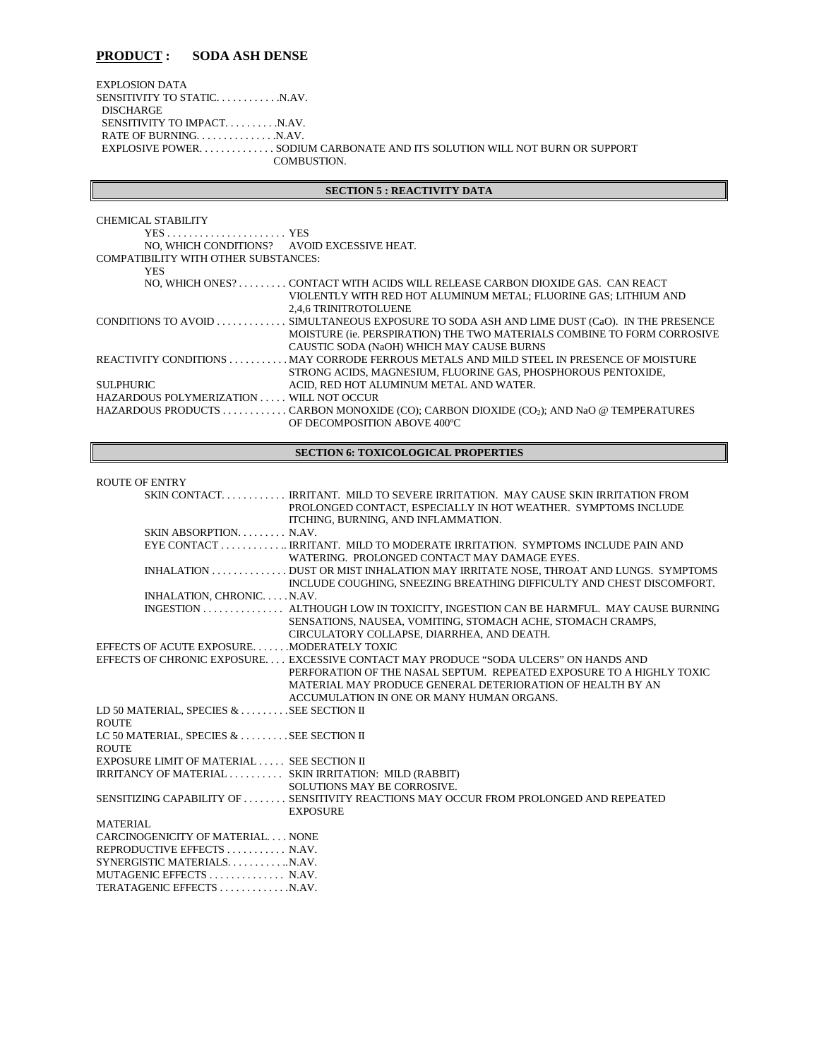**PRODUCT :** **SODA ASH DENSE**

EXPLOSION DATA

SENSITIVITY TO STATIC DISCHARGE. . . . . . . . . . . .N.AV.

SENSITIVITY TO IMPACT. . . . . . . . . .N.AV.

RATE OF BURNING. . . . . . . . . . . . . . .N.AV.

EXPLOSIVE POWER. . . . . . . . . . . . . SODIUM CARBONATE AND ITS SOLUTION WILL NOT BURN OR SUPPORT COMBUSTION.

## SECTION 5 : REACTIVITY DATA

CHEMICAL STABILITY

YES . . . . . . . . . . . . . . . . . . . . . . YES

NO, WHICH CONDITIONS? AVOID EXCESSIVE HEAT.

COMPATIBILITY WITH OTHER SUBSTANCES:

YES

NO, WHICH ONES? . . . . . . . . . CONTACT WITH ACIDS WILL RELEASE CARBON DIOXIDE GAS. CAN REACT VIOLENTLY WITH RED HOT ALUMINUM METAL; FLUORINE GAS; LITHIUM AND 2,4,6 TRINITROTOLUENE

CONDITIONS TO AVOID . . . . . . . . . . . . SIMULTANEOUS EXPOSURE TO SODA ASH AND LIME DUST (CaO). IN THE PRESENCE MOISTURE (ie. PERSPIRATION) THE TWO MATERIALS COMBINE TO FORM CORROSIVE CAUSTIC SODA (NaOH) WHICH MAY CAUSE BURNS

REACTIVITY CONDITIONS . . . . . . . . . . MAY CORRODE FERROUS METALS AND MILD STEEL IN PRESENCE OF MOISTURE STRONG ACIDS, MAGNESIUM, FLUORINE GAS, PHOSPHOROUS PENTOXIDE, SULPHURIC ACID, RED HOT ALUMINUM METAL AND WATER.

HAZARDOUS POLYMERIZATION . . . . . WILL NOT OCCUR

HAZARDOUS PRODUCTS . . . . . . . . . . . CARBON MONOXIDE (CO); CARBON DIOXIDE ($CO_2$); AND NaO @ TEMPERATURES OF DECOMPOSITION ABOVE 400ºC

## SECTION 6: TOXICOLOGICAL PROPERTIES

ROUTE OF ENTRY

SKIN CONTACT. . . . . . . . . . . IRRITANT. MILD TO SEVERE IRRITATION. MAY CAUSE SKIN IRRITATION FROM PROLONGED CONTACT, ESPECIALLY IN HOT WEATHER. SYMPTOMS INCLUDE ITCHING, BURNING, AND INFLAMMATION.

SKIN ABSORPTION. . . . . . . . . N.AV.

EYE CONTACT . . . . . . . . . . . .. IRRITANT. MILD TO MODERATE IRRITATION. SYMPTOMS INCLUDE PAIN AND WATERING. PROLONGED CONTACT MAY DAMAGE EYES.

INHALATION . . . . . . . . . . . . . . DUST OR MIST INHALATION MAY IRRITATE NOSE, THROAT AND LUNGS. SYMPTOMS INCLUDE COUGHING, SNEEZING BREATHING DIFFICULTY AND CHEST DISCOMFORT.

INHALATION, CHRONIC. . . . .N.AV.

INGESTION . . . . . . . . . . . . . . . ALTHOUGH LOW IN TOXICITY, INGESTION CAN BE HARMFUL. MAY CAUSE BURNING SENSATIONS, NAUSEA, VOMITING, STOMACH ACHE, STOMACH CRAMPS, CIRCULATORY COLLAPSE, DIARRHEA, AND DEATH.

EFFECTS OF ACUTE EXPOSURE. . . . . .MODERATELY TOXIC

EFFECTS OF CHRONIC EXPOSURE. . . . EXCESSIVE CONTACT MAY PRODUCE "SODA ULCERS" ON HANDS AND PERFORATION OF THE NASAL SEPTUM. REPEATED EXPOSURE TO A HIGHLY TOXIC MATERIAL MAY PRODUCE GENERAL DETERIORATION OF HEALTH BY AN ACCUMULATION IN ONE OR MANY HUMAN ORGANS.

LD 50 MATERIAL, SPECIES & ROUTE . . . . . . . . .SEE SECTION II

LC 50 MATERIAL, SPECIES & ROUTE . . . . . . . . .SEE SECTION II

EXPOSURE LIMIT OF MATERIAL . . . . . SEE SECTION II

IRRITANCY OF MATERIAL . . . . . . . . . . SKIN IRRITATION: MILD (RABBIT) SOLUTIONS MAY BE CORROSIVE.

SENSITIZING CAPABILITY OF MATERIAL . . . . . . . . SENSITIVITY REACTIONS MAY OCCUR FROM PROLONGED AND REPEATED EXPOSURE

CARCINOGENICITY OF MATERIAL. . . . NONE

REPRODUCTIVE EFFECTS . . . . . . . . . . . N.AV.

SYNERGISTIC MATERIALS. . . . . . . . . . ..N.AV.

MUTAGENIC EFFECTS . . . . . . . . . . . . . . N.AV.

TERATAGENIC EFFECTS . . . . . . . . . . . . .N.AV.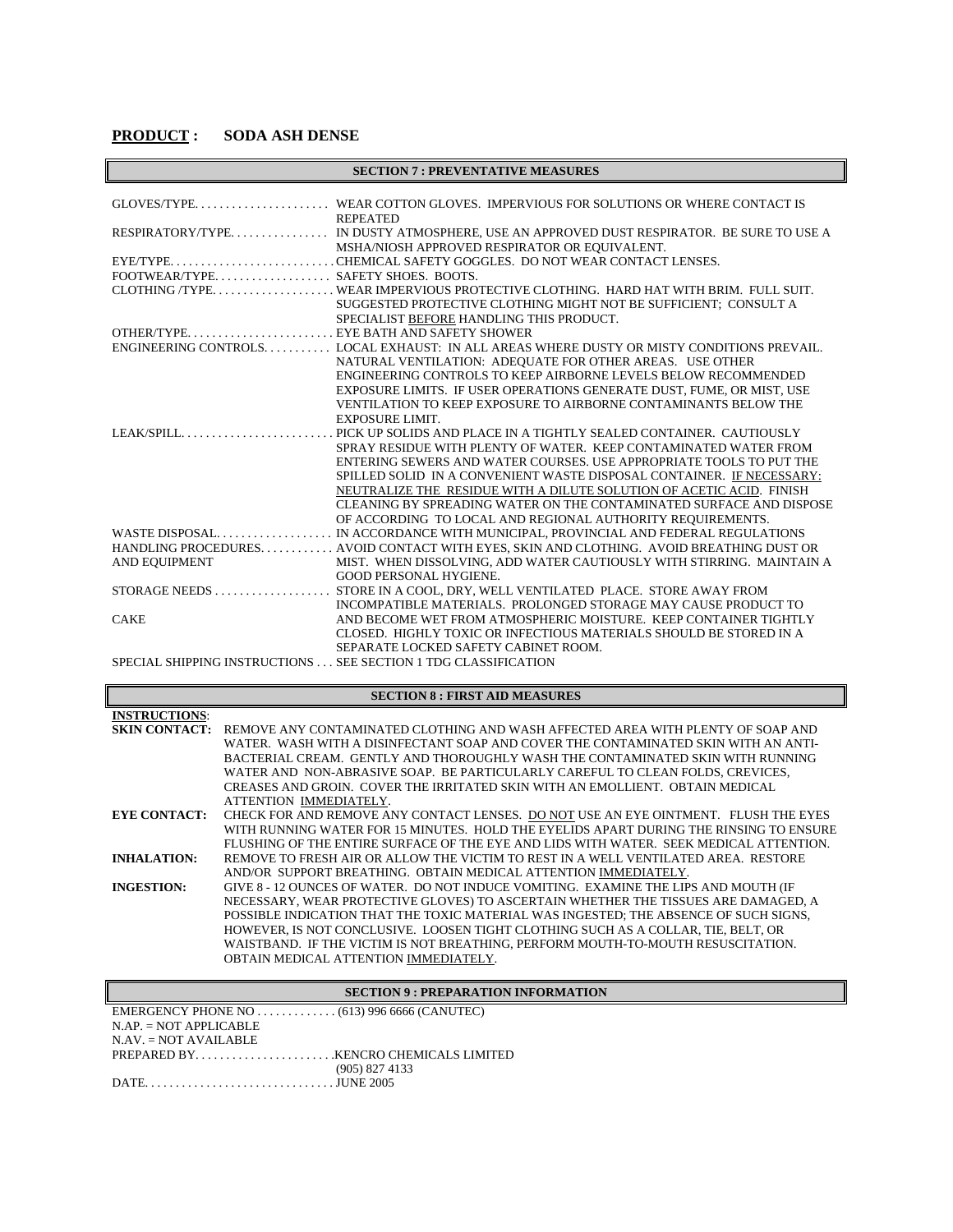**PRODUCT :** **SODA ASH DENSE**

## SECTION 7 : PREVENTATIVE MEASURES

| | |
|---|---|
| GLOVES/TYPE | WEAR COTTON GLOVES. IMPERVIOUS FOR SOLUTIONS OR WHERE CONTACT IS REPEATED |
| RESPIRATORY/TYPE | IN DUSTY ATMOSPHERE, USE AN APPROVED DUST RESPIRATOR. BE SURE TO USE A MSHA/NIOSH APPROVED RESPIRATOR OR EQUIVALENT. |
| EYE/TYPE | CHEMICAL SAFETY GOGGLES. DO NOT WEAR CONTACT LENSES. |
| FOOTWEAR/TYPE | SAFETY SHOES. BOOTS. |
| CLOTHING /TYPE | WEAR IMPERVIOUS PROTECTIVE CLOTHING. HARD HAT WITH BRIM. FULL SUIT. SUGGESTED PROTECTIVE CLOTHING MIGHT NOT BE SUFFICIENT; CONSULT A SPECIALIST BEFORE HANDLING THIS PRODUCT. |
| OTHER/TYPE | EYE BATH AND SAFETY SHOWER |
| ENGINEERING CONTROLS | LOCAL EXHAUST: IN ALL AREAS WHERE DUSTY OR MISTY CONDITIONS PREVAIL. NATURAL VENTILATION: ADEQUATE FOR OTHER AREAS. USE OTHER ENGINEERING CONTROLS TO KEEP AIRBORNE LEVELS BELOW RECOMMENDED EXPOSURE LIMITS. IF USER OPERATIONS GENERATE DUST, FUME, OR MIST, USE VENTILATION TO KEEP EXPOSURE TO AIRBORNE CONTAMINANTS BELOW THE EXPOSURE LIMIT. |
| LEAK/SPILL | PICK UP SOLIDS AND PLACE IN A TIGHTLY SEALED CONTAINER. CAUTIOUSLY SPRAY RESIDUE WITH PLENTY OF WATER. KEEP CONTAMINATED WATER FROM ENTERING SEWERS AND WATER COURSES. USE APPROPRIATE TOOLS TO PUT THE SPILLED SOLID IN A CONVENIENT WASTE DISPOSAL CONTAINER. IF NECESSARY: NEUTRALIZE THE RESIDUE WITH A DILUTE SOLUTION OF ACETIC ACID. FINISH CLEANING BY SPREADING WATER ON THE CONTAMINATED SURFACE AND DISPOSE OF ACCORDING TO LOCAL AND REGIONAL AUTHORITY REQUIREMENTS. |
| WASTE DISPOSAL | IN ACCORDANCE WITH MUNICIPAL, PROVINCIAL AND FEDERAL REGULATIONS |
| HANDLING PROCEDURES AND EQUIPMENT | AVOID CONTACT WITH EYES, SKIN AND CLOTHING. AVOID BREATHING DUST OR MIST. WHEN DISSOLVING, ADD WATER CAUTIOUSLY WITH STIRRING. MAINTAIN A GOOD PERSONAL HYGIENE. |
| STORAGE NEEDS | STORE IN A COOL, DRY, WELL VENTILATED PLACE. STORE AWAY FROM INCOMPATIBLE MATERIALS. PROLONGED STORAGE MAY CAUSE PRODUCT TO CAKE AND BECOME WET FROM ATMOSPHERIC MOISTURE. KEEP CONTAINER TIGHTLY CLOSED. HIGHLY TOXIC OR INFECTIOUS MATERIALS SHOULD BE STORED IN A SEPARATE LOCKED SAFETY CABINET ROOM. |
| SPECIAL SHIPPING INSTRUCTIONS | SEE SECTION 1 TDG CLASSIFICATION |

## SECTION 8 : FIRST AID MEASURES

**INSTRUCTIONS**:

**SKIN CONTACT:** REMOVE ANY CONTAMINATED CLOTHING AND WASH AFFECTED AREA WITH PLENTY OF SOAP AND WATER. WASH WITH A DISINFECTANT SOAP AND COVER THE CONTAMINATED SKIN WITH AN ANTI-BACTERIAL CREAM. GENTLY AND THOROUGHLY WASH THE CONTAMINATED SKIN WITH RUNNING WATER AND NON-ABRASIVE SOAP. BE PARTICULARLY CAREFUL TO CLEAN FOLDS, CREVICES, CREASES AND GROIN. COVER THE IRRITATED SKIN WITH AN EMOLLIENT. OBTAIN MEDICAL ATTENTION IMMEDIATELY.

**EYE CONTACT:** CHECK FOR AND REMOVE ANY CONTACT LENSES. DO NOT USE AN EYE OINTMENT. FLUSH THE EYES WITH RUNNING WATER FOR 15 MINUTES. HOLD THE EYELIDS APART DURING THE RINSING TO ENSURE FLUSHING OF THE ENTIRE SURFACE OF THE EYE AND LIDS WITH WATER. SEEK MEDICAL ATTENTION.

**INHALATION:** REMOVE TO FRESH AIR OR ALLOW THE VICTIM TO REST IN A WELL VENTILATED AREA. RESTORE AND/OR SUPPORT BREATHING. OBTAIN MEDICAL ATTENTION IMMEDIATELY.

**INGESTION:** GIVE 8 - 12 OUNCES OF WATER. DO NOT INDUCE VOMITING. EXAMINE THE LIPS AND MOUTH (IF NECESSARY, WEAR PROTECTIVE GLOVES) TO ASCERTAIN WHETHER THE TISSUES ARE DAMAGED, A POSSIBLE INDICATION THAT THE TOXIC MATERIAL WAS INGESTED; THE ABSENCE OF SUCH SIGNS, HOWEVER, IS NOT CONCLUSIVE. LOOSEN TIGHT CLOTHING SUCH AS A COLLAR, TIE, BELT, OR WAISTBAND. IF THE VICTIM IS NOT BREATHING, PERFORM MOUTH-TO-MOUTH RESUSCITATION. OBTAIN MEDICAL ATTENTION IMMEDIATELY.

## SECTION 9 : PREPARATION INFORMATION

EMERGENCY PHONE NO . . . . . . . . . . . . . (613) 996 6666 (CANUTEC)

N.AP. = NOT APPLICABLE

N.AV. = NOT AVAILABLE

PREPARED BY. . . . . . . . . . . . . . . . . . . . . . KENCRO CHEMICALS LIMITED
(905) 827 4133

DATE. . . . . . . . . . . . . . . . . . . . . . . . . . . . . . JUNE 2005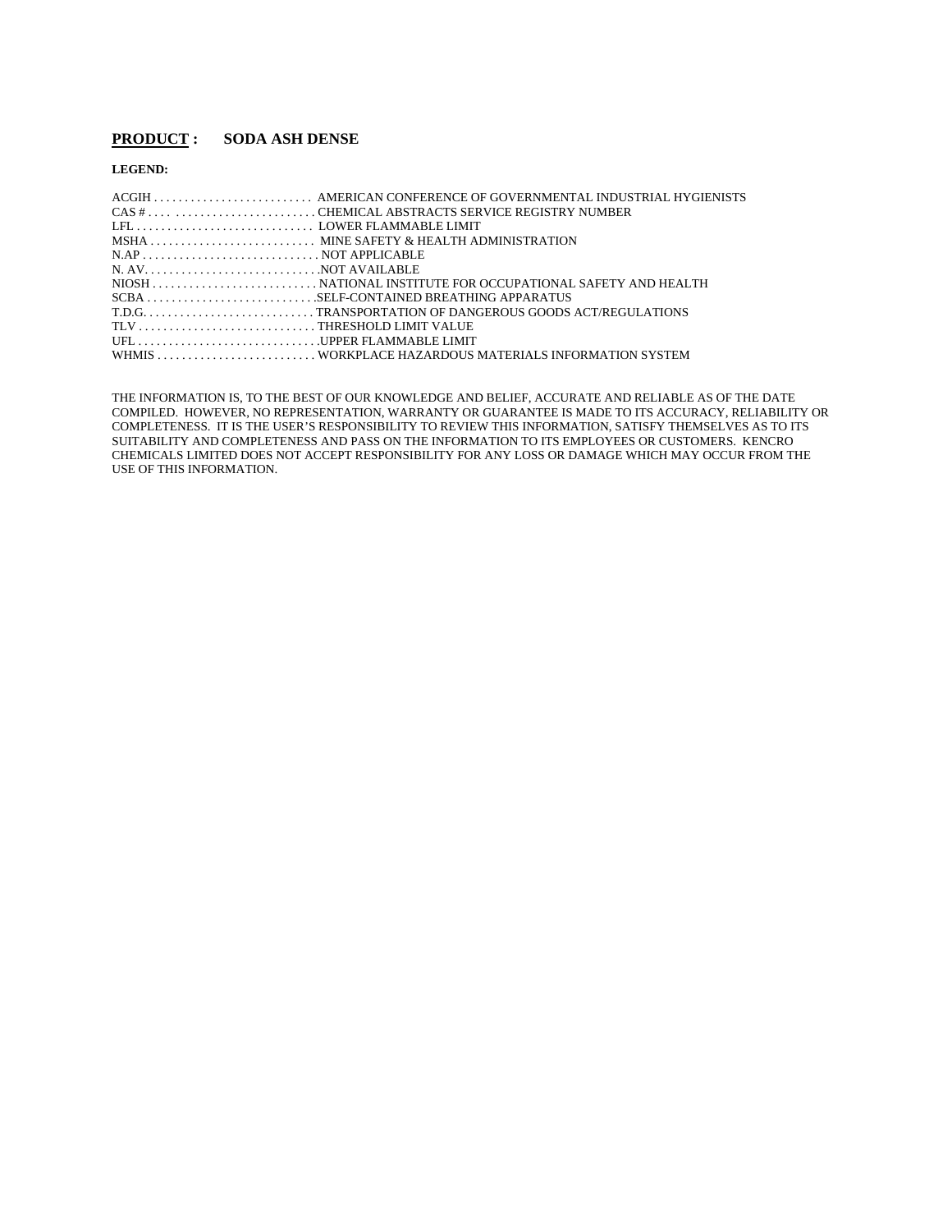**PRODUCT :** **SODA ASH DENSE**

**LEGEND:**

ACGIH . . . . . . . . . . . . . . . . . . . . . . . . . . AMERICAN CONFERENCE OF GOVERNMENTAL INDUSTRIAL HYGIENISTS
CAS # . . . . . . . . . . . . . . . . . . . . . . . . . . . CHEMICAL ABSTRACTS SERVICE REGISTRY NUMBER
LFL . . . . . . . . . . . . . . . . . . . . . . . . . . . . . LOWER FLAMMABLE LIMIT
MSHA . . . . . . . . . . . . . . . . . . . . . . . . . . . MINE SAFETY & HEALTH ADMINISTRATION
N.AP . . . . . . . . . . . . . . . . . . . . . . . . . . . . . NOT APPLICABLE
N. AV. . . . . . . . . . . . . . . . . . . . . . . . . . . . .NOT AVAILABLE
NIOSH . . . . . . . . . . . . . . . . . . . . . . . . . . . NATIONAL INSTITUTE FOR OCCUPATIONAL SAFETY AND HEALTH
SCBA . . . . . . . . . . . . . . . . . . . . . . . . . . . .SELF-CONTAINED BREATHING APPARATUS
T.D.G. . . . . . . . . . . . . . . . . . . . . . . . . . . . TRANSPORTATION OF DANGEROUS GOODS ACT/REGULATIONS
TLV . . . . . . . . . . . . . . . . . . . . . . . . . . . . . THRESHOLD LIMIT VALUE
UFL . . . . . . . . . . . . . . . . . . . . . . . . . . . . . .UPPER FLAMMABLE LIMIT
WHMIS . . . . . . . . . . . . . . . . . . . . . . . . . . WORKPLACE HAZARDOUS MATERIALS INFORMATION SYSTEM

THE INFORMATION IS, TO THE BEST OF OUR KNOWLEDGE AND BELIEF, ACCURATE AND RELIABLE AS OF THE DATE COMPILED. HOWEVER, NO REPRESENTATION, WARRANTY OR GUARANTEE IS MADE TO ITS ACCURACY, RELIABILITY OR COMPLETENESS. IT IS THE USER'S RESPONSIBILITY TO REVIEW THIS INFORMATION, SATISFY THEMSELVES AS TO ITS SUITABILITY AND COMPLETENESS AND PASS ON THE INFORMATION TO ITS EMPLOYEES OR CUSTOMERS. KENCRO CHEMICALS LIMITED DOES NOT ACCEPT RESPONSIBILITY FOR ANY LOSS OR DAMAGE WHICH MAY OCCUR FROM THE USE OF THIS INFORMATION.